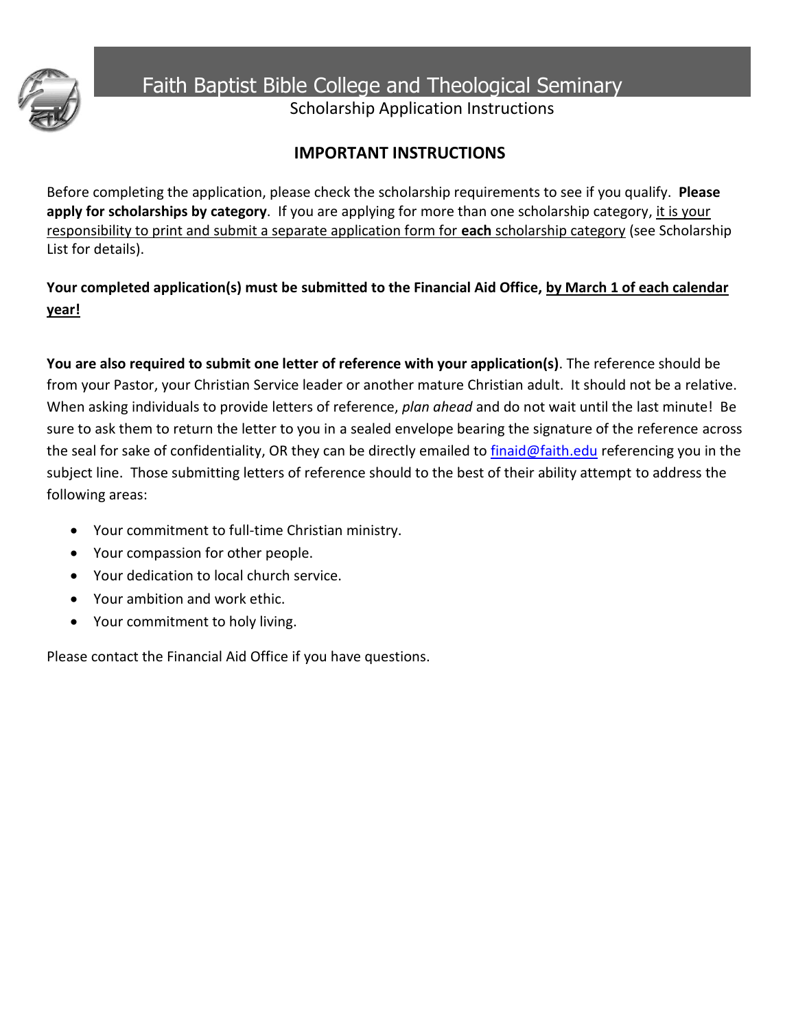# Faith Baptist Bible College and Theological Seminary

Scholarship Application Instructions

## IMPORTANT INSTRUCTIONS

Before completing the application, please check the scholarship requirements to see if you qualify. **Please apply for scholarships by category**. If you are applying for more than one scholarship category, it is your responsibility to print and submit a separate application form for **each** scholarship category (see Scholarship List for details).

**Your completed application(s) must be submitted to the Financial Aid Office, by March 1 of each calendar year!**

**You are also required to submit one letter of reference with your application(s)**. The reference should be from your Pastor, your Christian Service leader or another mature Christian adult. It should not be a relative. When asking individuals to provide letters of reference, *plan ahead* and do not wait until the last minute! Be sure to ask them to return the letter to you in a sealed envelope bearing the signature of the reference across the seal for sake of confidentiality, OR they can be directly emailed to finaid@faith.edu referencing you in the subject line. Those submitting letters of reference should to the best of their ability attempt to address the following areas:

- Your commitment to full-time Christian ministry.
- Your compassion for other people.
- Your dedication to local church service.
- Your ambition and work ethic.
- Your commitment to holy living.

Please contact the Financial Aid Office if you have questions.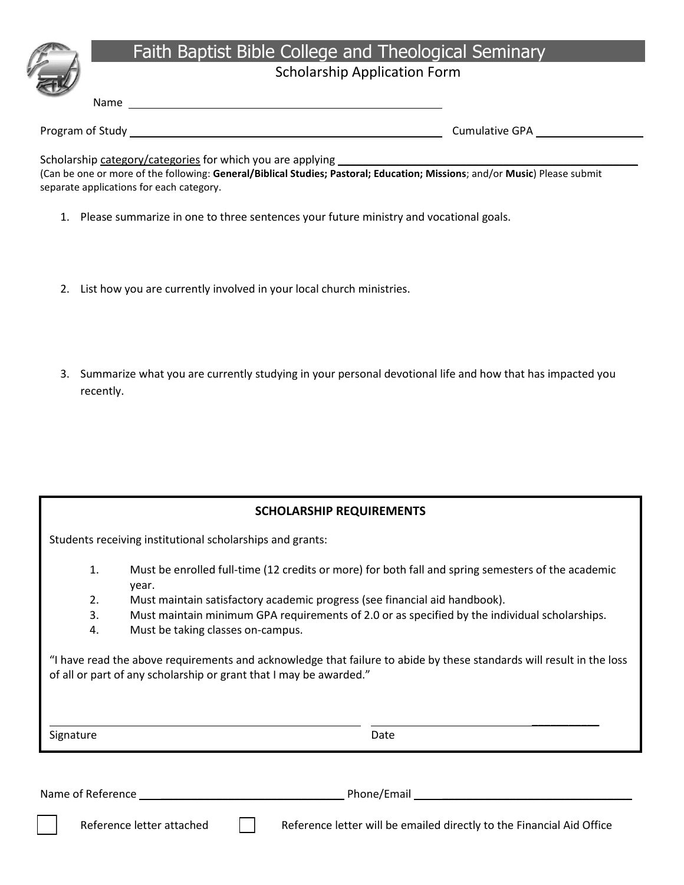# Faith Baptist Bible College and Theological Seminary

## Scholarship Application Form

Name ______________________________________________

Program of Study ______________________________________________ Cumulative GPA ________________

Scholarship category/categories for which you are applying ______________________________________________

(Can be one or more of the following: **General/Biblical Studies; Pastoral; Education; Missions**; and/or **Music**) Please submit separate applications for each category.

1. Please summarize in one to three sentences your future ministry and vocational goals.

2. List how you are currently involved in your local church ministries.

3. Summarize what you are currently studying in your personal devotional life and how that has impacted you recently.

---

**SCHOLARSHIP REQUIREMENTS**

Students receiving institutional scholarships and grants:

1. Must be enrolled full-time (12 credits or more) for both fall and spring semesters of the academic year.
2. Must maintain satisfactory academic progress (see financial aid handbook).
3. Must maintain minimum GPA requirements of 2.0 or as specified by the individual scholarships.
4. Must be taking classes on-campus.

"I have read the above requirements and acknowledge that failure to abide by these standards will result in the loss of all or part of any scholarship or grant that I may be awarded."

______________________________________________ ______________________________________________

Signature Date

---

Name of Reference ______________________________ Phone/Email ______________________________

☐ Reference letter attached ☐ Reference letter will be emailed directly to the Financial Aid Office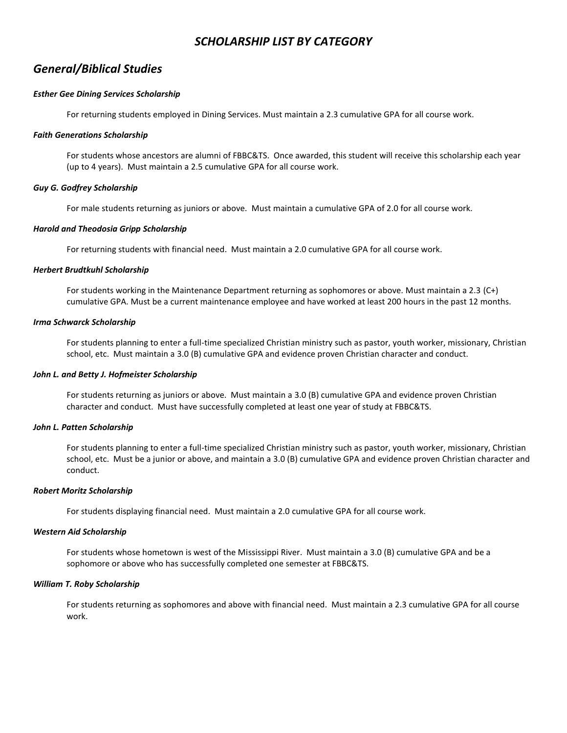# *SCHOLARSHIP LIST BY CATEGORY*

## *General/Biblical Studies*

#### ***Esther Gee Dining Services Scholarship***

For returning students employed in Dining Services. Must maintain a 2.3 cumulative GPA for all course work.

#### ***Faith Generations Scholarship***

For students whose ancestors are alumni of FBBC&TS. Once awarded, this student will receive this scholarship each year (up to 4 years). Must maintain a 2.5 cumulative GPA for all course work.

#### ***Guy G. Godfrey Scholarship***

For male students returning as juniors or above. Must maintain a cumulative GPA of 2.0 for all course work.

#### ***Harold and Theodosia Gripp Scholarship***

For returning students with financial need. Must maintain a 2.0 cumulative GPA for all course work.

#### ***Herbert Brudtkuhl Scholarship***

For students working in the Maintenance Department returning as sophomores or above. Must maintain a 2.3 (C+) cumulative GPA. Must be a current maintenance employee and have worked at least 200 hours in the past 12 months.

#### ***Irma Schwarck Scholarship***

For students planning to enter a full-time specialized Christian ministry such as pastor, youth worker, missionary, Christian school, etc. Must maintain a 3.0 (B) cumulative GPA and evidence proven Christian character and conduct.

#### ***John L. and Betty J. Hofmeister Scholarship***

For students returning as juniors or above. Must maintain a 3.0 (B) cumulative GPA and evidence proven Christian character and conduct. Must have successfully completed at least one year of study at FBBC&TS.

#### ***John L. Patten Scholarship***

For students planning to enter a full-time specialized Christian ministry such as pastor, youth worker, missionary, Christian school, etc. Must be a junior or above, and maintain a 3.0 (B) cumulative GPA and evidence proven Christian character and conduct.

#### ***Robert Moritz Scholarship***

For students displaying financial need. Must maintain a 2.0 cumulative GPA for all course work.

#### ***Western Aid Scholarship***

For students whose hometown is west of the Mississippi River. Must maintain a 3.0 (B) cumulative GPA and be a sophomore or above who has successfully completed one semester at FBBC&TS.

#### ***William T. Roby Scholarship***

For students returning as sophomores and above with financial need. Must maintain a 2.3 cumulative GPA for all course work.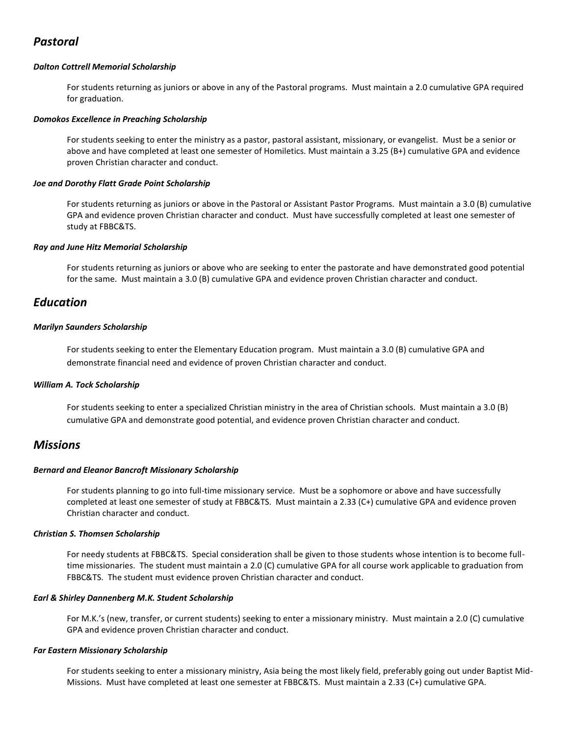## *Pastoral*

#### *Dalton Cottrell Memorial Scholarship*

For students returning as juniors or above in any of the Pastoral programs. Must maintain a 2.0 cumulative GPA required for graduation.

#### *Domokos Excellence in Preaching Scholarship*

For students seeking to enter the ministry as a pastor, pastoral assistant, missionary, or evangelist. Must be a senior or above and have completed at least one semester of Homiletics. Must maintain a 3.25 (B+) cumulative GPA and evidence proven Christian character and conduct.

#### *Joe and Dorothy Flatt Grade Point Scholarship*

For students returning as juniors or above in the Pastoral or Assistant Pastor Programs. Must maintain a 3.0 (B) cumulative GPA and evidence proven Christian character and conduct. Must have successfully completed at least one semester of study at FBBC&TS.

#### *Ray and June Hitz Memorial Scholarship*

For students returning as juniors or above who are seeking to enter the pastorate and have demonstrated good potential for the same. Must maintain a 3.0 (B) cumulative GPA and evidence proven Christian character and conduct.

## *Education*

#### *Marilyn Saunders Scholarship*

For students seeking to enter the Elementary Education program. Must maintain a 3.0 (B) cumulative GPA and demonstrate financial need and evidence of proven Christian character and conduct.

#### *William A. Tock Scholarship*

For students seeking to enter a specialized Christian ministry in the area of Christian schools. Must maintain a 3.0 (B) cumulative GPA and demonstrate good potential, and evidence proven Christian character and conduct.

## *Missions*

#### *Bernard and Eleanor Bancroft Missionary Scholarship*

For students planning to go into full-time missionary service. Must be a sophomore or above and have successfully completed at least one semester of study at FBBC&TS. Must maintain a 2.33 (C+) cumulative GPA and evidence proven Christian character and conduct.

#### *Christian S. Thomsen Scholarship*

For needy students at FBBC&TS. Special consideration shall be given to those students whose intention is to become full-time missionaries. The student must maintain a 2.0 (C) cumulative GPA for all course work applicable to graduation from FBBC&TS. The student must evidence proven Christian character and conduct.

#### *Earl & Shirley Dannenberg M.K. Student Scholarship*

For M.K.'s (new, transfer, or current students) seeking to enter a missionary ministry. Must maintain a 2.0 (C) cumulative GPA and evidence proven Christian character and conduct.

#### *Far Eastern Missionary Scholarship*

For students seeking to enter a missionary ministry, Asia being the most likely field, preferably going out under Baptist Mid-Missions. Must have completed at least one semester at FBBC&TS. Must maintain a 2.33 (C+) cumulative GPA.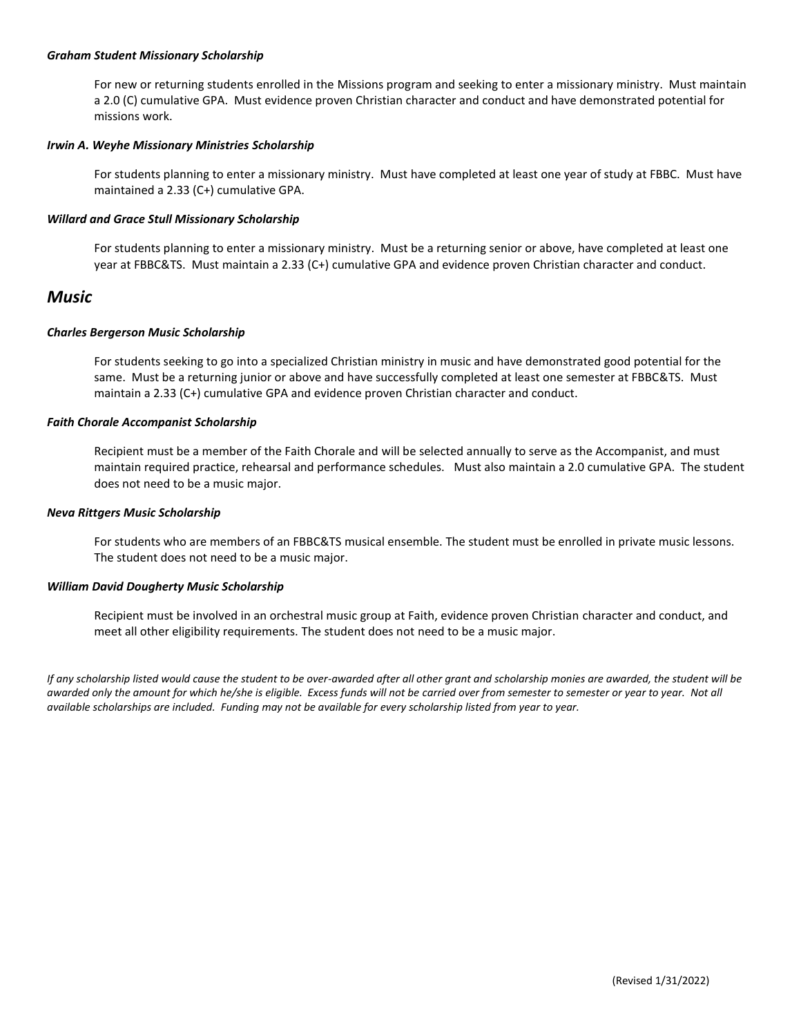***Graham Student Missionary Scholarship***

For new or returning students enrolled in the Missions program and seeking to enter a missionary ministry. Must maintain a 2.0 (C) cumulative GPA. Must evidence proven Christian character and conduct and have demonstrated potential for missions work.

***Irwin A. Weyhe Missionary Ministries Scholarship***

For students planning to enter a missionary ministry. Must have completed at least one year of study at FBBC. Must have maintained a 2.33 (C+) cumulative GPA.

***Willard and Grace Stull Missionary Scholarship***

For students planning to enter a missionary ministry. Must be a returning senior or above, have completed at least one year at FBBC&TS. Must maintain a 2.33 (C+) cumulative GPA and evidence proven Christian character and conduct.

## *Music*

***Charles Bergerson Music Scholarship***

For students seeking to go into a specialized Christian ministry in music and have demonstrated good potential for the same. Must be a returning junior or above and have successfully completed at least one semester at FBBC&TS. Must maintain a 2.33 (C+) cumulative GPA and evidence proven Christian character and conduct.

***Faith Chorale Accompanist Scholarship***

Recipient must be a member of the Faith Chorale and will be selected annually to serve as the Accompanist, and must maintain required practice, rehearsal and performance schedules. Must also maintain a 2.0 cumulative GPA. The student does not need to be a music major.

***Neva Rittgers Music Scholarship***

For students who are members of an FBBC&TS musical ensemble. The student must be enrolled in private music lessons. The student does not need to be a music major.

***William David Dougherty Music Scholarship***

Recipient must be involved in an orchestral music group at Faith, evidence proven Christian character and conduct, and meet all other eligibility requirements. The student does not need to be a music major.

*If any scholarship listed would cause the student to be over-awarded after all other grant and scholarship monies are awarded, the student will be awarded only the amount for which he/she is eligible. Excess funds will not be carried over from semester to semester or year to year. Not all available scholarships are included. Funding may not be available for every scholarship listed from year to year.*

(Revised 1/31/2022)